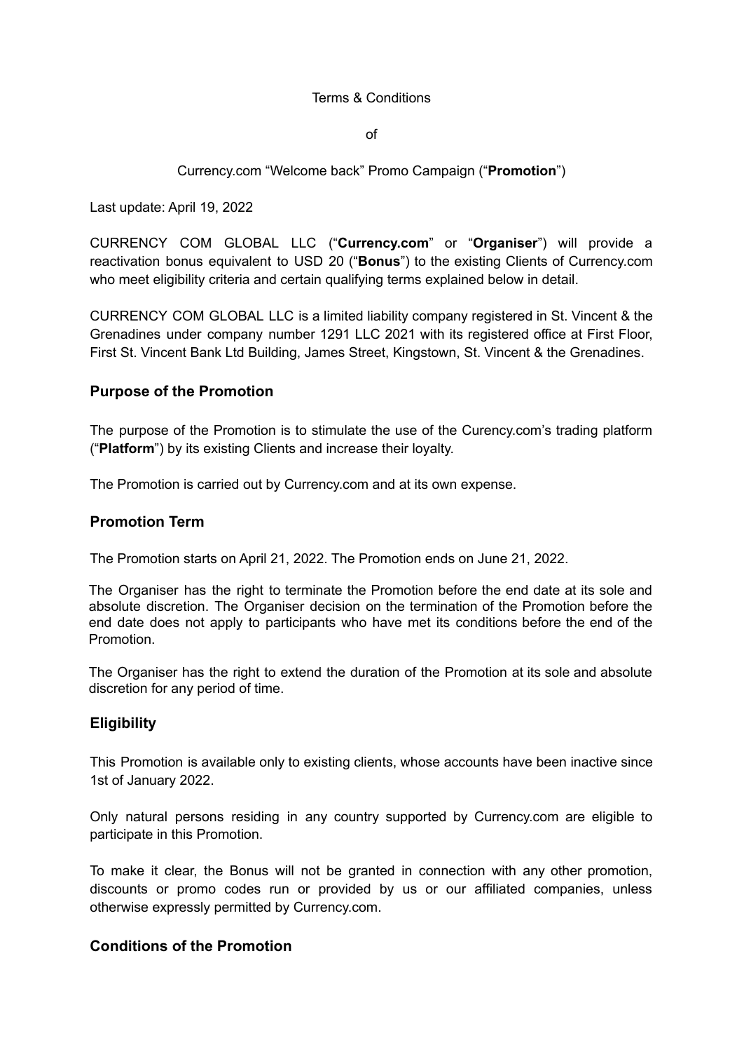Terms & Conditions

of

Currency.com "Welcome back" Promo Campaign ("**Promotion**")

Last update: April 19, 2022

CURRENCY COM GLOBAL LLC ("**Currency.com**" or "**Organiser**") will provide a reactivation bonus equivalent to USD 20 ("**Bonus**") to the existing Clients of Currency.com who meet eligibility criteria and certain qualifying terms explained below in detail.

CURRENCY COM GLOBAL LLC is a limited liability company registered in St. Vincent & the Grenadines under company number 1291 LLC 2021 with its registered office at First Floor, First St. Vincent Bank Ltd Building, James Street, Kingstown, St. Vincent & the Grenadines.

## Purpose of the Promotion

The purpose of the Promotion is to stimulate the use of the Curency.com's trading platform ("**Platform**") by its existing Clients and increase their loyalty.

The Promotion is carried out by Currency.com and at its own expense.

## Promotion Term

The Promotion starts on April 21, 2022. The Promotion ends on June 21, 2022.

The Organiser has the right to terminate the Promotion before the end date at its sole and absolute discretion. The Organiser decision on the termination of the Promotion before the end date does not apply to participants who have met its conditions before the end of the Promotion.

The Organiser has the right to extend the duration of the Promotion at its sole and absolute discretion for any period of time.

## Eligibility

This Promotion is available only to existing clients, whose accounts have been inactive since 1st of January 2022.

Only natural persons residing in any country supported by Currency.com are eligible to participate in this Promotion.

To make it clear, the Bonus will not be granted in connection with any other promotion, discounts or promo codes run or provided by us or our affiliated companies, unless otherwise expressly permitted by Currency.com.

## Conditions of the Promotion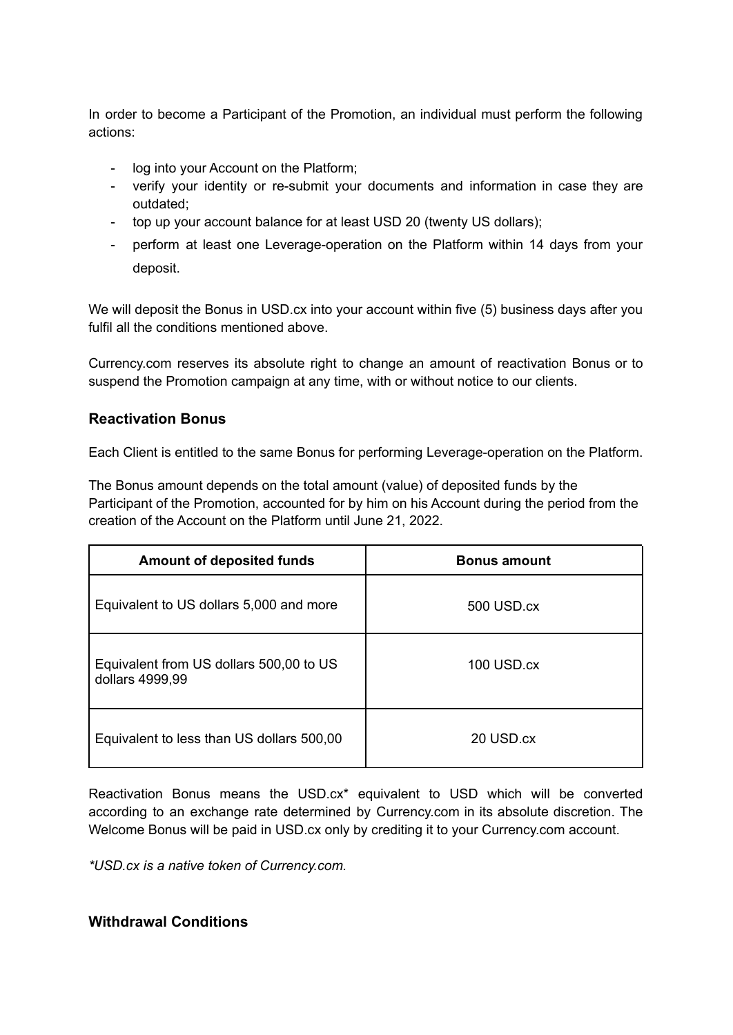In order to become a Participant of the Promotion, an individual must perform the following actions:

- log into your Account on the Platform;
- verify your identity or re-submit your documents and information in case they are outdated;
- top up your account balance for at least USD 20 (twenty US dollars);
- perform at least one Leverage-operation on the Platform within 14 days from your deposit.

We will deposit the Bonus in USD.cx into your account within five (5) business days after you fulfil all the conditions mentioned above.

Currency.com reserves its absolute right to change an amount of reactivation Bonus or to suspend the Promotion campaign at any time, with or without notice to our clients.

### Reactivation Bonus

Each Client is entitled to the same Bonus for performing Leverage-operation on the Platform.

The Bonus amount depends on the total amount (value) of deposited funds by the Participant of the Promotion, accounted for by him on his Account during the period from the creation of the Account on the Platform until June 21, 2022.

| Amount of deposited funds | Bonus amount |
| --- | --- |
| Equivalent to US dollars 5,000 and more | 500 USD.cx |
| Equivalent from US dollars 500,00 to US dollars 4999,99 | 100 USD.cx |
| Equivalent to less than US dollars 500,00 | 20 USD.cx |

Reactivation Bonus means the USD.cx* equivalent to USD which will be converted according to an exchange rate determined by Currency.com in its absolute discretion. The Welcome Bonus will be paid in USD.cx only by crediting it to your Currency.com account.

*\*USD.cx is a native token of Currency.com.*

### Withdrawal Conditions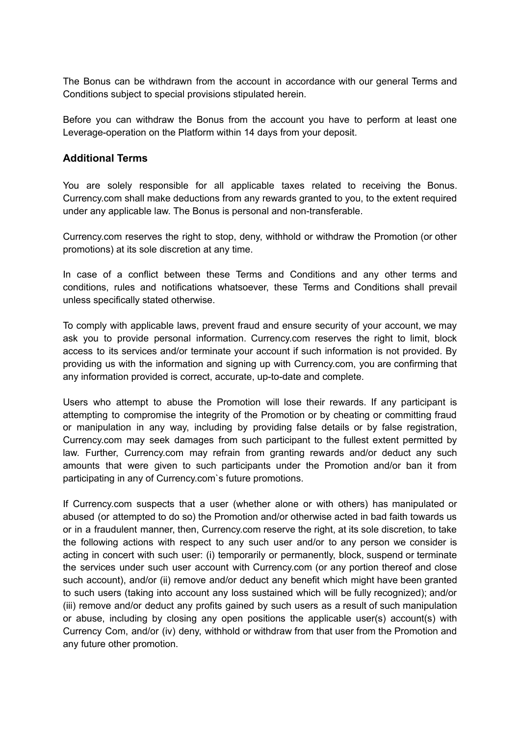The Bonus can be withdrawn from the account in accordance with our general Terms and Conditions subject to special provisions stipulated herein.

Before you can withdraw the Bonus from the account you have to perform at least one Leverage-operation on the Platform within 14 days from your deposit.

### Additional Terms

You are solely responsible for all applicable taxes related to receiving the Bonus. Currency.com shall make deductions from any rewards granted to you, to the extent required under any applicable law. The Bonus is personal and non-transferable.

Currency.com reserves the right to stop, deny, withhold or withdraw the Promotion (or other promotions) at its sole discretion at any time.

In case of a conflict between these Terms and Conditions and any other terms and conditions, rules and notifications whatsoever, these Terms and Conditions shall prevail unless specifically stated otherwise.

To comply with applicable laws, prevent fraud and ensure security of your account, we may ask you to provide personal information. Currency.com reserves the right to limit, block access to its services and/or terminate your account if such information is not provided. By providing us with the information and signing up with Currency.com, you are confirming that any information provided is correct, accurate, up-to-date and complete.

Users who attempt to abuse the Promotion will lose their rewards. If any participant is attempting to compromise the integrity of the Promotion or by cheating or committing fraud or manipulation in any way, including by providing false details or by false registration, Currency.com may seek damages from such participant to the fullest extent permitted by law. Further, Currency.com may refrain from granting rewards and/or deduct any such amounts that were given to such participants under the Promotion and/or ban it from participating in any of Currency.com`s future promotions.

If Currency.com suspects that a user (whether alone or with others) has manipulated or abused (or attempted to do so) the Promotion and/or otherwise acted in bad faith towards us or in a fraudulent manner, then, Currency.com reserve the right, at its sole discretion, to take the following actions with respect to any such user and/or to any person we consider is acting in concert with such user: (i) temporarily or permanently, block, suspend or terminate the services under such user account with Currency.com (or any portion thereof and close such account), and/or (ii) remove and/or deduct any benefit which might have been granted to such users (taking into account any loss sustained which will be fully recognized); and/or (iii) remove and/or deduct any profits gained by such users as a result of such manipulation or abuse, including by closing any open positions the applicable user(s) account(s) with Currency Com, and/or (iv) deny, withhold or withdraw from that user from the Promotion and any future other promotion.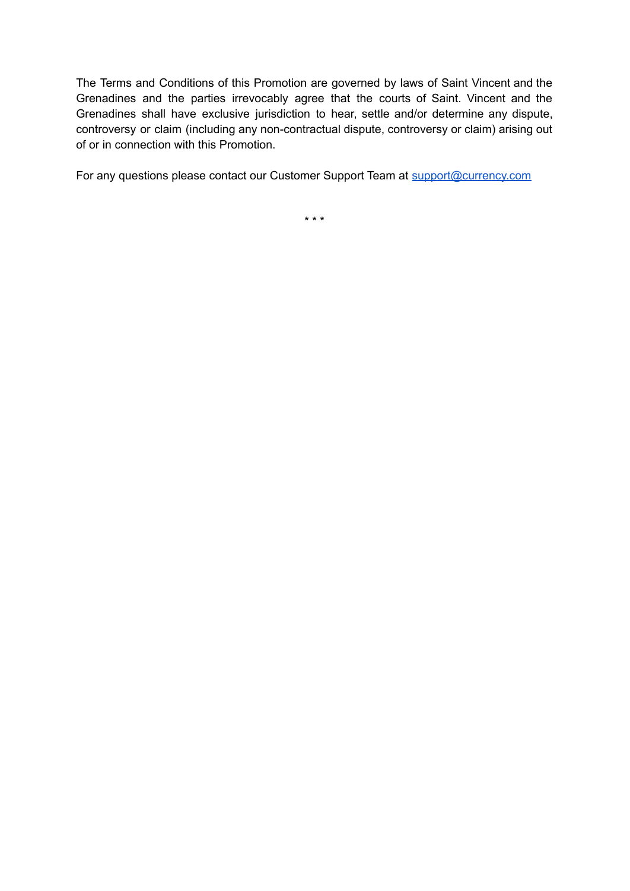The Terms and Conditions of this Promotion are governed by laws of Saint Vincent and the Grenadines and the parties irrevocably agree that the courts of Saint. Vincent and the Grenadines shall have exclusive jurisdiction to hear, settle and/or determine any dispute, controversy or claim (including any non-contractual dispute, controversy or claim) arising out of or in connection with this Promotion.

For any questions please contact our Customer Support Team at support@currency.com

* * *